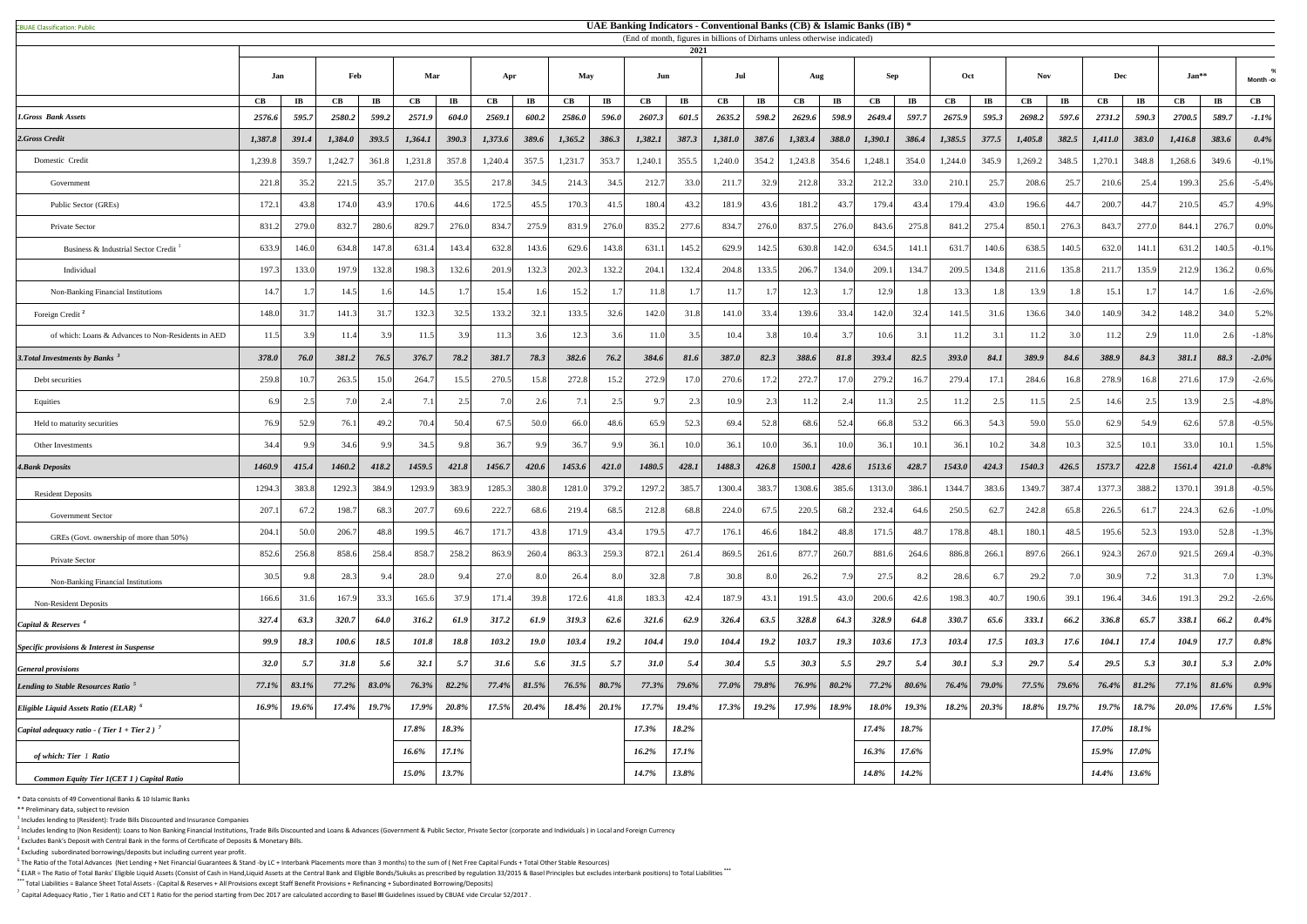CBUAE Classification: Public

# UAE Banking Indicators - Conventional Banks (CB) & Islamic Banks (IB) *

(End of month, figures in billions of Dirhams unless otherwise indicated)

| | 2021 | | | | | | | | | | | | | | | | | | | | | | | | | | % Month -o |
|---|---|---|---|---|---|---|---|---|---|---|---|---|---|---|---|---|---|---|---|---|---|---|---|---|---|---|---|
| | Jan | | Feb | | Mar | | Apr | | May | | Jun | | Jul | | Aug | | Sep | | Oct | | Nov | | Dec | | Jan** | | |
| | CB | IB | CB | IB | CB | IB | CB | IB | CB | IB | CB | IB | CB | IB | CB | IB | CB | IB | CB | IB | CB | IB | CB | IB | CB | IB | CB |
| *1.Gross Bank Assets* | *2576.6* | *595.7* | *2580.2* | *599.2* | *2571.9* | *604.0* | *2569.1* | *600.2* | *2586.0* | *596.0* | *2607.3* | *601.5* | *2635.2* | *598.2* | *2629.6* | *598.9* | *2649.4* | *597.7* | *2675.9* | *595.3* | *2698.2* | *597.6* | *2731.2* | *590.3* | *2700.5* | *589.7* | *-1.1%* |
| *2.Gross Credit* | *1,387.8* | *391.4* | *1,384.0* | *393.5* | *1,364.1* | *390.3* | *1,373.6* | *389.6* | *1,365.2* | *386.3* | *1,382.1* | *387.3* | *1,381.0* | *387.6* | *1,383.4* | *388.0* | *1,390.1* | *386.4* | *1,385.5* | *377.5* | *1,405.8* | *382.5* | *1,411.0* | *383.0* | *1,416.8* | *383.6* | *0.4%* |
| Domestic Credit | 1,239.8 | 359.7 | 1,242.7 | 361.8 | 1,231.8 | 357.8 | 1,240.4 | 357.5 | 1,231.7 | 353.7 | 1,240.1 | 355.5 | 1,240.0 | 354.2 | 1,243.8 | 354.6 | 1,248.1 | 354.0 | 1,244.0 | 345.9 | 1,269.2 | 348.5 | 1,270.1 | 348.8 | 1,268.6 | 349.6 | -0.1% |
| Government | 221.8 | 35.2 | 221.5 | 35.7 | 217.0 | 35.5 | 217.8 | 34.5 | 214.3 | 34.5 | 212.7 | 33.0 | 211.7 | 32.9 | 212.8 | 33.2 | 212.2 | 33.0 | 210.1 | 25.7 | 208.6 | 25.7 | 210.6 | 25.4 | 199.3 | 25.6 | -5.4% |
| Public Sector (GREs) | 172.1 | 43.8 | 174.0 | 43.9 | 170.6 | 44.6 | 172.5 | 45.5 | 170.3 | 41.5 | 180.4 | 43.2 | 181.9 | 43.6 | 181.2 | 43.7 | 179.4 | 43.4 | 179.4 | 43.0 | 196.6 | 44.7 | 200.7 | 44.7 | 210.5 | 45.7 | 4.9% |
| Private Sector | 831.2 | 279.0 | 832.7 | 280.6 | 829.7 | 276.0 | 834.7 | 275.9 | 831.9 | 276.0 | 835.2 | 277.6 | 834.7 | 276.0 | 837.5 | 276.0 | 843.6 | 275.8 | 841.2 | 275.4 | 850.1 | 276.3 | 843.7 | 277.0 | 844.1 | 276.7 | 0.0% |
| Business & Industrial Sector Credit [1] | 633.9 | 146.0 | 634.8 | 147.8 | 631.4 | 143.4 | 632.8 | 143.6 | 629.6 | 143.8 | 631.1 | 145.2 | 629.9 | 142.5 | 630.8 | 142.0 | 634.5 | 141.1 | 631.7 | 140.6 | 638.5 | 140.5 | 632.0 | 141.1 | 631.2 | 140.5 | -0.1% |
| Individual | 197.3 | 133.0 | 197.9 | 132.8 | 198.3 | 132.6 | 201.9 | 132.3 | 202.3 | 132.2 | 204.1 | 132.4 | 204.8 | 133.5 | 206.7 | 134.0 | 209.1 | 134.7 | 209.5 | 134.8 | 211.6 | 135.8 | 211.7 | 135.9 | 212.9 | 136.2 | 0.6% |
| Non-Banking Financial Institutions | 14.7 | 1.7 | 14.5 | 1.6 | 14.5 | 1.7 | 15.4 | 1.6 | 15.2 | 1.7 | 11.8 | 1.7 | 11.7 | 1.7 | 12.3 | 1.7 | 12.9 | 1.8 | 13.3 | 1.8 | 13.9 | 1.8 | 15.1 | 1.7 | 14.7 | 1.6 | -2.6% |
| Foreign Credit [2] | 148.0 | 31.7 | 141.3 | 31.7 | 132.3 | 32.5 | 133.2 | 32.1 | 133.5 | 32.6 | 142.0 | 31.8 | 141.0 | 33.4 | 139.6 | 33.4 | 142.0 | 32.4 | 141.5 | 31.6 | 136.6 | 34.0 | 140.9 | 34.2 | 148.2 | 34.0 | 5.2% |
| of which: Loans & Advances to Non-Residents in AED | 11.5 | 3.9 | 11.4 | 3.9 | 11.5 | 3.9 | 11.3 | 3.6 | 12.3 | 3.6 | 11.0 | 3.5 | 10.4 | 3.8 | 10.4 | 3.7 | 10.6 | 3.1 | 11.2 | 3.1 | 11.2 | 3.0 | 11.2 | 2.9 | 11.0 | 2.6 | -1.8% |
| *3.Total Investments by Banks [3]* | *378.0* | *76.0* | *381.2* | *76.5* | *376.7* | *78.2* | *381.7* | *78.3* | *382.6* | *76.2* | *384.6* | *81.6* | *387.0* | *82.3* | *388.6* | *81.8* | *393.4* | *82.5* | *393.0* | *84.1* | *389.9* | *84.6* | *388.9* | *84.3* | *381.1* | *88.3* | *-2.0%* |
| Debt securities | 259.8 | 10.7 | 263.5 | 15.0 | 264.7 | 15.5 | 270.5 | 15.8 | 272.8 | 15.2 | 272.9 | 17.0 | 270.6 | 17.2 | 272.7 | 17.0 | 279.2 | 16.7 | 279.4 | 17.1 | 284.6 | 16.8 | 278.9 | 16.8 | 271.6 | 17.9 | -2.6% |
| Equities | 6.9 | 2.5 | 7.0 | 2.4 | 7.1 | 2.5 | 7.0 | 2.6 | 7.1 | 2.5 | 9.7 | 2.3 | 10.9 | 2.3 | 11.2 | 2.4 | 11.3 | 2.5 | 11.2 | 2.5 | 11.5 | 2.5 | 14.6 | 2.5 | 13.9 | 2.5 | -4.8% |
| Held to maturity securities | 76.9 | 52.9 | 76.1 | 49.2 | 70.4 | 50.4 | 67.5 | 50.0 | 66.0 | 48.6 | 65.9 | 52.3 | 69.4 | 52.8 | 68.6 | 52.4 | 66.8 | 53.2 | 66.3 | 54.3 | 59.0 | 55.0 | 62.9 | 54.9 | 62.6 | 57.8 | -0.5% |
| Other Investments | 34.4 | 9.9 | 34.6 | 9.9 | 34.5 | 9.8 | 36.7 | 9.9 | 36.7 | 9.9 | 36.1 | 10.0 | 36.1 | 10.0 | 36.1 | 10.0 | 36.1 | 10.1 | 36.1 | 10.2 | 34.8 | 10.3 | 32.5 | 10.1 | 33.0 | 10.1 | 1.5% |
| *4.Bank Deposits* | *1460.9* | *415.4* | *1460.2* | *418.2* | *1459.5* | *421.8* | *1456.7* | *420.6* | *1453.6* | *421.0* | *1480.5* | *428.1* | *1488.3* | *426.8* | *1500.1* | *428.6* | *1513.6* | *428.7* | *1543.0* | *424.3* | *1540.3* | *426.5* | *1573.7* | *422.8* | *1561.4* | *421.0* | *-0.8%* |
| Resident Deposits | 1294.3 | 383.8 | 1292.3 | 384.9 | 1293.9 | 383.9 | 1285.3 | 380.8 | 1281.0 | 379.2 | 1297.2 | 385.7 | 1300.4 | 383.7 | 1308.6 | 385.6 | 1313.0 | 386.1 | 1344.7 | 383.6 | 1349.7 | 387.4 | 1377.3 | 388.2 | 1370.1 | 391.8 | -0.5% |
| Government Sector | 207.1 | 67.2 | 198.7 | 68.3 | 207.7 | 69.6 | 222.7 | 68.6 | 219.4 | 68.5 | 212.8 | 68.8 | 224.0 | 67.5 | 220.5 | 68.2 | 232.4 | 64.6 | 250.5 | 62.7 | 242.8 | 65.8 | 226.5 | 61.7 | 224.3 | 62.6 | -1.0% |
| GREs (Govt. ownership of more than 50%) | 204.1 | 50.0 | 206.7 | 48.8 | 199.5 | 46.7 | 171.7 | 43.8 | 171.9 | 43.4 | 179.5 | 47.7 | 176.1 | 46.6 | 184.2 | 48.8 | 171.5 | 48.7 | 178.8 | 48.1 | 180.1 | 48.5 | 195.6 | 52.3 | 193.0 | 52.8 | -1.3% |
| Private Sector | 852.6 | 256.8 | 858.6 | 258.4 | 858.7 | 258.2 | 863.9 | 260.4 | 863.3 | 259.3 | 872.1 | 261.4 | 869.5 | 261.6 | 877.7 | 260.7 | 881.6 | 264.6 | 886.8 | 266.1 | 897.6 | 266.1 | 924.3 | 267.0 | 921.5 | 269.4 | -0.3% |
| Non-Banking Financial Institutions | 30.5 | 9.8 | 28.3 | 9.4 | 28.0 | 9.4 | 27.0 | 8.0 | 26.4 | 8.0 | 32.8 | 7.8 | 30.8 | 8.0 | 26.2 | 7.9 | 27.5 | 8.2 | 28.6 | 6.7 | 29.2 | 7.0 | 30.9 | 7.2 | 31.3 | 7.0 | 1.3% |
| Non-Resident Deposits | 166.6 | 31.6 | 167.9 | 33.3 | 165.6 | 37.9 | 171.4 | 39.8 | 172.6 | 41.8 | 183.3 | 42.4 | 187.9 | 43.1 | 191.5 | 43.0 | 200.6 | 42.6 | 198.3 | 40.7 | 190.6 | 39.1 | 196.4 | 34.6 | 191.3 | 29.2 | -2.6% |
| *Capital & Reserves [4]* | *327.4* | *63.3* | *320.7* | *64.0* | *316.2* | *61.9* | *317.2* | *61.9* | *319.3* | *62.6* | *321.6* | *62.9* | *326.4* | *63.5* | *328.8* | *64.3* | *328.9* | *64.8* | *330.7* | *65.6* | *333.1* | *66.2* | *336.8* | *65.7* | *338.1* | *66.2* | *0.4%* |
| *Specific provisions & Interest in Suspense* | *99.9* | *18.3* | *100.6* | *18.5* | *101.8* | *18.8* | *103.2* | *19.0* | *103.4* | *19.2* | *104.4* | *19.0* | *104.4* | *19.2* | *103.7* | *19.3* | *103.6* | *17.3* | *103.4* | *17.5* | *103.3* | *17.6* | *104.1* | *17.4* | *104.9* | *17.7* | *0.8%* |
| *General provisions* | *32.0* | *5.7* | *31.8* | *5.6* | *32.1* | *5.7* | *31.6* | *5.6* | *31.5* | *5.7* | *31.0* | *5.4* | *30.4* | *5.5* | *30.3* | *5.5* | *29.7* | *5.4* | *30.1* | *5.3* | *29.7* | *5.4* | *29.5* | *5.3* | *30.1* | *5.3* | *2.0%* |
| *Lending to Stable Resources Ratio [5]* | *77.1%* | *83.1%* | *77.2%* | *83.0%* | *76.3%* | *82.2%* | *77.4%* | *81.5%* | *76.5%* | *80.7%* | *77.3%* | *79.6%* | *77.0%* | *79.8%* | *76.9%* | *80.2%* | *77.2%* | *80.6%* | *76.4%* | *79.0%* | *77.5%* | *79.6%* | *76.4%* | *81.2%* | *77.1%* | *81.6%* | *0.9%* |
| *Eligible Liquid Assets Ratio (ELAR) [6]* | *16.9%* | *19.6%* | *17.4%* | *19.7%* | *17.9%* | *20.8%* | *17.5%* | *20.4%* | *18.4%* | *20.1%* | *17.7%* | *19.4%* | *17.3%* | *19.2%* | *17.9%* | *18.9%* | *18.0%* | *19.3%* | *18.2%* | *20.3%* | *18.8%* | *19.7%* | *19.7%* | *18.7%* | *20.0%* | *17.6%* | *1.5%* |
| *Capital adequacy ratio - ( Tier 1 + Tier 2 ) [7]* | | | | | *17.8%* | *18.3%* | | | | | *17.3%* | *18.2%* | | | | | *17.4%* | *18.7%* | | | | | *17.0%* | *18.1%* | | | |
| *of which: Tier 1 Ratio* | | | | | *16.6%* | *17.1%* | | | | | *16.2%* | *17.1%* | | | | | *16.3%* | *17.6%* | | | | | *15.9%* | *17.0%* | | | |
| *Common Equity Tier 1(CET 1 ) Capital Ratio* | | | | | *15.0%* | *13.7%* | | | | | *14.7%* | *13.8%* | | | | | *14.8%* | *14.2%* | | | | | *14.4%* | *13.6%* | | | |

\* Data consists of 49 Conventional Banks & 10 Islamic Banks

\*\* Preliminary data, subject to revision

[1] Includes lending to (Resident): Trade Bills Discounted and Insurance Companies

[2] Includes lending to (Non Resident): Loans to Non Banking Financial Institutions, Trade Bills Discounted and Loans & Advances (Government & Public Sector, Private Sector (corporate and Individuals ) in Local and Foreign Currency

[3] Excludes Bank's Deposit with Central Bank in the forms of Certificate of Deposits & Monetary Bills.

[4] Excluding subordinated borrowings/deposits but including current year profit.

[5] The Ratio of the Total Advances (Net Lending + Net Financial Guarantees & Stand -by LC + Interbank Placements more than 3 months) to the sum of ( Net Free Capital Funds + Total Other Stable Resources)

[6] ELAR = The Ratio of Total Banks' Eligible Liquid Assets (Consist of Cash in Hand,Liquid Assets at the Central Bank and Eligible Bonds/Sukuks as prescribed by regulation 33/2015 & Basel Principles but excludes interbank positions) to Total Liabilities \*\*\*

\*\*\* Total Liabilities = Balance Sheet Total Assets - (Capital & Reserves + All Provisions except Staff Benefit Provisions + Refinancing + Subordinated Borrowing/Deposits)

[7] Capital Adequacy Ratio , Tier 1 Ratio and CET 1 Ratio for the period starting from Dec 2017 are calculated according to Basel Ⅲ Guidelines issued by CBUAE vide Circular 52/2017 .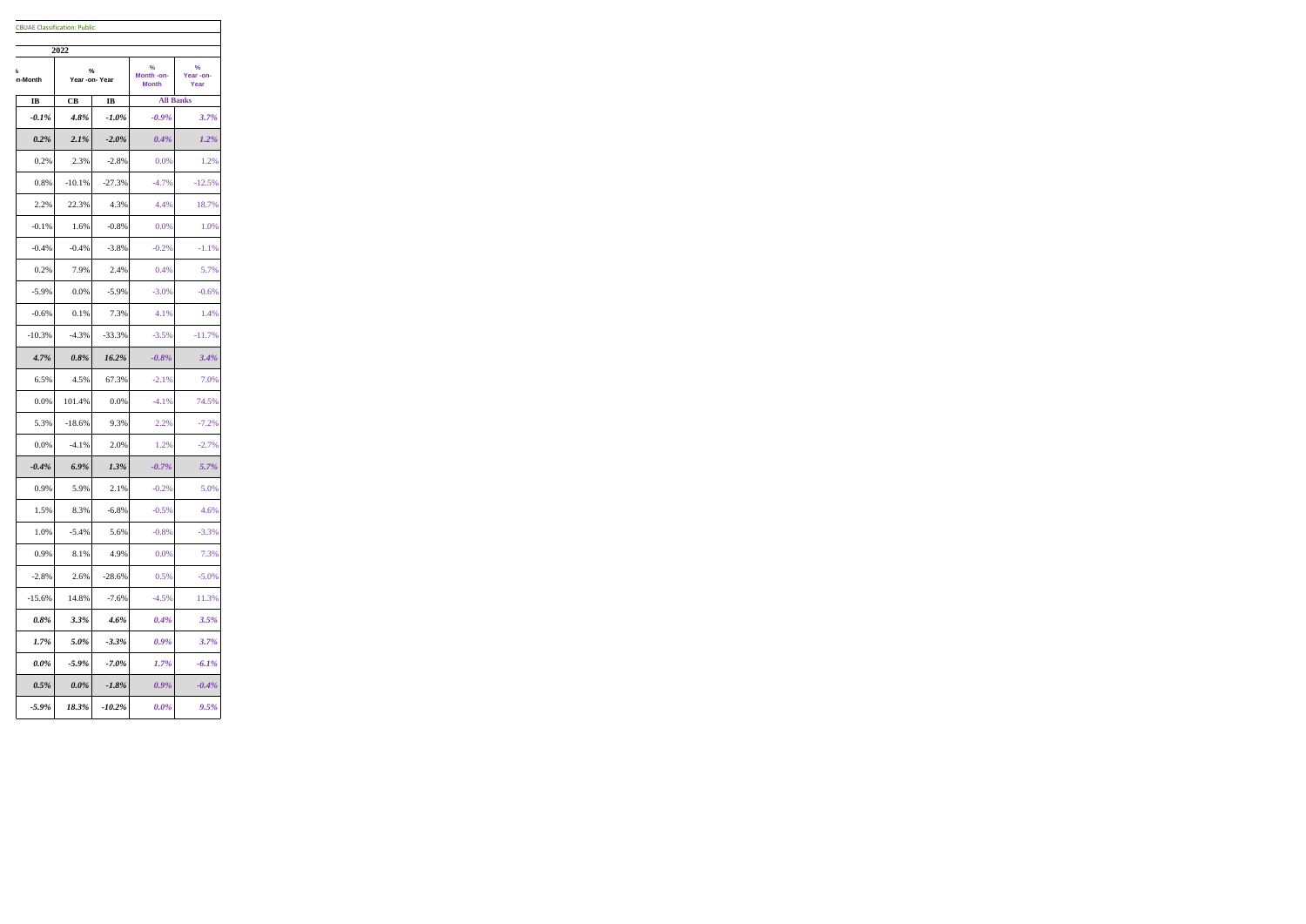CBUAE Classification: Public

| | 2022 | | | |
|---|---|---|---|---|
| % Month-on-Month | % Year-on-Year | | % Month-on-Month | % Year-on-Year |
| IB | CB | IB | All Banks | |
| *-0.1%* | *4.8%* | *-1.0%* | *-0.9%* | *3.7%* |
| *0.2%* | *2.1%* | *-2.0%* | *0.4%* | *1.2%* |
| 0.2% | 2.3% | -2.8% | 0.0% | 1.2% |
| 0.8% | -10.1% | -27.3% | -4.7% | -12.5% |
| 2.2% | 22.3% | 4.3% | 4.4% | 18.7% |
| -0.1% | 1.6% | -0.8% | 0.0% | 1.0% |
| -0.4% | -0.4% | -3.8% | -0.2% | -1.1% |
| 0.2% | 7.9% | 2.4% | 0.4% | 5.7% |
| -5.9% | 0.0% | -5.9% | -3.0% | -0.6% |
| -0.6% | 0.1% | 7.3% | 4.1% | 1.4% |
| -10.3% | -4.3% | -33.3% | -3.5% | -11.7% |
| *4.7%* | *0.8%* | *16.2%* | *-0.8%* | *3.4%* |
| 6.5% | 4.5% | 67.3% | -2.1% | 7.0% |
| 0.0% | 101.4% | 0.0% | -4.1% | 74.5% |
| 5.3% | -18.6% | 9.3% | 2.2% | -7.2% |
| 0.0% | -4.1% | 2.0% | 1.2% | -2.7% |
| *-0.4%* | *6.9%* | *1.3%* | *-0.7%* | *5.7%* |
| 0.9% | 5.9% | 2.1% | -0.2% | 5.0% |
| 1.5% | 8.3% | -6.8% | -0.5% | 4.6% |
| 1.0% | -5.4% | 5.6% | -0.8% | -3.3% |
| 0.9% | 8.1% | 4.9% | 0.0% | 7.3% |
| -2.8% | 2.6% | -28.6% | 0.5% | -5.0% |
| -15.6% | 14.8% | -7.6% | -4.5% | 11.3% |
| *0.8%* | *3.3%* | *4.6%* | *0.4%* | *3.5%* |
| *1.7%* | *5.0%* | *-3.3%* | *0.9%* | *3.7%* |
| *0.0%* | *-5.9%* | *-7.0%* | *1.7%* | *-6.1%* |
| *0.5%* | *0.0%* | *-1.8%* | *0.9%* | *-0.4%* |
| *-5.9%* | *18.3%* | *-10.2%* | *0.0%* | *9.5%* |